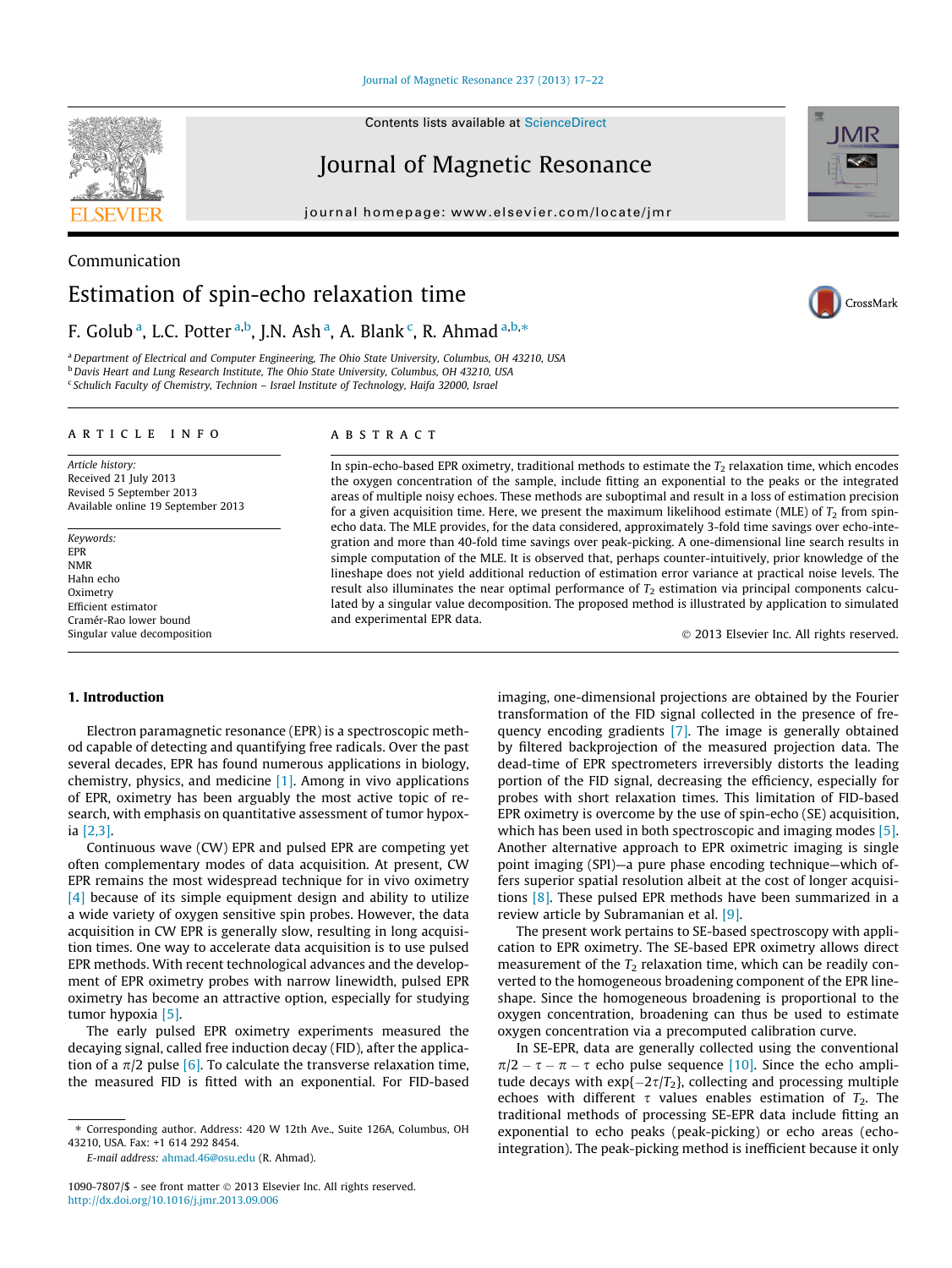Communication

# Estimation of spin-echo relaxation time

F. Golub [a], L.C. Potter [a,b], J.N. Ash [a], A. Blank [c], R. Ahmad [a,b,*]

[a] Department of Electrical and Computer Engineering, The Ohio State University, Columbus, OH 43210, USA
[b] Davis Heart and Lung Research Institute, The Ohio State University, Columbus, OH 43210, USA
[c] Schulich Faculty of Chemistry, Technion – Israel Institute of Technology, Haifa 32000, Israel

## ARTICLE INFO

*Article history:*
Received 21 July 2013
Revised 5 September 2013
Available online 19 September 2013

*Keywords:*
EPR
NMR
Hahn echo
Oximetry
Efficient estimator
Cramér-Rao lower bound
Singular value decomposition

## ABSTRACT

In spin-echo-based EPR oximetry, traditional methods to estimate the $T_2$ relaxation time, which encodes the oxygen concentration of the sample, include fitting an exponential to the peaks or the integrated areas of multiple noisy echoes. These methods are suboptimal and result in a loss of estimation precision for a given acquisition time. Here, we present the maximum likelihood estimate (MLE) of $T_2$ from spin-echo data. The MLE provides, for the data considered, approximately 3-fold time savings over echo-integration and more than 40-fold time savings over peak-picking. A one-dimensional line search results in simple computation of the MLE. It is observed that, perhaps counter-intuitively, prior knowledge of the lineshape does not yield additional reduction of estimation error variance at practical noise levels. The result also illuminates the near optimal performance of $T_2$ estimation via principal components calculated by a singular value decomposition. The proposed method is illustrated by application to simulated and experimental EPR data.

© 2013 Elsevier Inc. All rights reserved.

## 1. Introduction

Electron paramagnetic resonance (EPR) is a spectroscopic method capable of detecting and quantifying free radicals. Over the past several decades, EPR has found numerous applications in biology, chemistry, physics, and medicine [1]. Among in vivo applications of EPR, oximetry has been arguably the most active topic of research, with emphasis on quantitative assessment of tumor hypoxia [2,3].

Continuous wave (CW) EPR and pulsed EPR are competing yet often complementary modes of data acquisition. At present, CW EPR remains the most widespread technique for in vivo oximetry [4] because of its simple equipment design and ability to utilize a wide variety of oxygen sensitive spin probes. However, the data acquisition in CW EPR is generally slow, resulting in long acquisition times. One way to accelerate data acquisition is to use pulsed EPR methods. With recent technological advances and the development of EPR oximetry probes with narrow linewidth, pulsed EPR oximetry has become an attractive option, especially for studying tumor hypoxia [5].

The early pulsed EPR oximetry experiments measured the decaying signal, called free induction decay (FID), after the application of a $\pi/2$ pulse [6]. To calculate the transverse relaxation time, the measured FID is fitted with an exponential. For FID-based imaging, one-dimensional projections are obtained by the Fourier transformation of the FID signal collected in the presence of frequency encoding gradients [7]. The image is generally obtained by filtered backprojection of the measured projection data. The dead-time of EPR spectrometers irreversibly distorts the leading portion of the FID signal, decreasing the efficiency, especially for probes with short relaxation times. This limitation of FID-based EPR oximetry is overcome by the use of spin-echo (SE) acquisition, which has been used in both spectroscopic and imaging modes [5]. Another alternative approach to EPR oximetric imaging is single point imaging (SPI)—a pure phase encoding technique—which offers superior spatial resolution albeit at the cost of longer acquisitions [8]. These pulsed EPR methods have been summarized in a review article by Subramanian et al. [9].

The present work pertains to SE-based spectroscopy with application to EPR oximetry. The SE-based EPR oximetry allows direct measurement of the $T_2$ relaxation time, which can be readily converted to the homogeneous broadening component of the EPR lineshape. Since the homogeneous broadening is proportional to the oxygen concentration, broadening can thus be used to estimate oxygen concentration via a precomputed calibration curve.

In SE-EPR, data are generally collected using the conventional $\pi/2 - \tau - \pi - \tau$ echo pulse sequence [10]. Since the echo amplitude decays with $\exp\{-2\tau/T_2\}$, collecting and processing multiple echoes with different $\tau$ values enables estimation of $T_2$. The traditional methods of processing SE-EPR data include fitting an exponential to echo peaks (peak-picking) or echo areas (echo-integration). The peak-picking method is inefficient because it only

---

\* Corresponding author. Address: 420 W 12th Ave., Suite 126A, Columbus, OH 43210, USA. Fax: +1 614 292 8454.
*E-mail address:* ahmad.46@osu.edu (R. Ahmad).

1090-7807/$ - see front matter © 2013 Elsevier Inc. All rights reserved.
http://dx.doi.org/10.1016/j.jmr.2013.09.006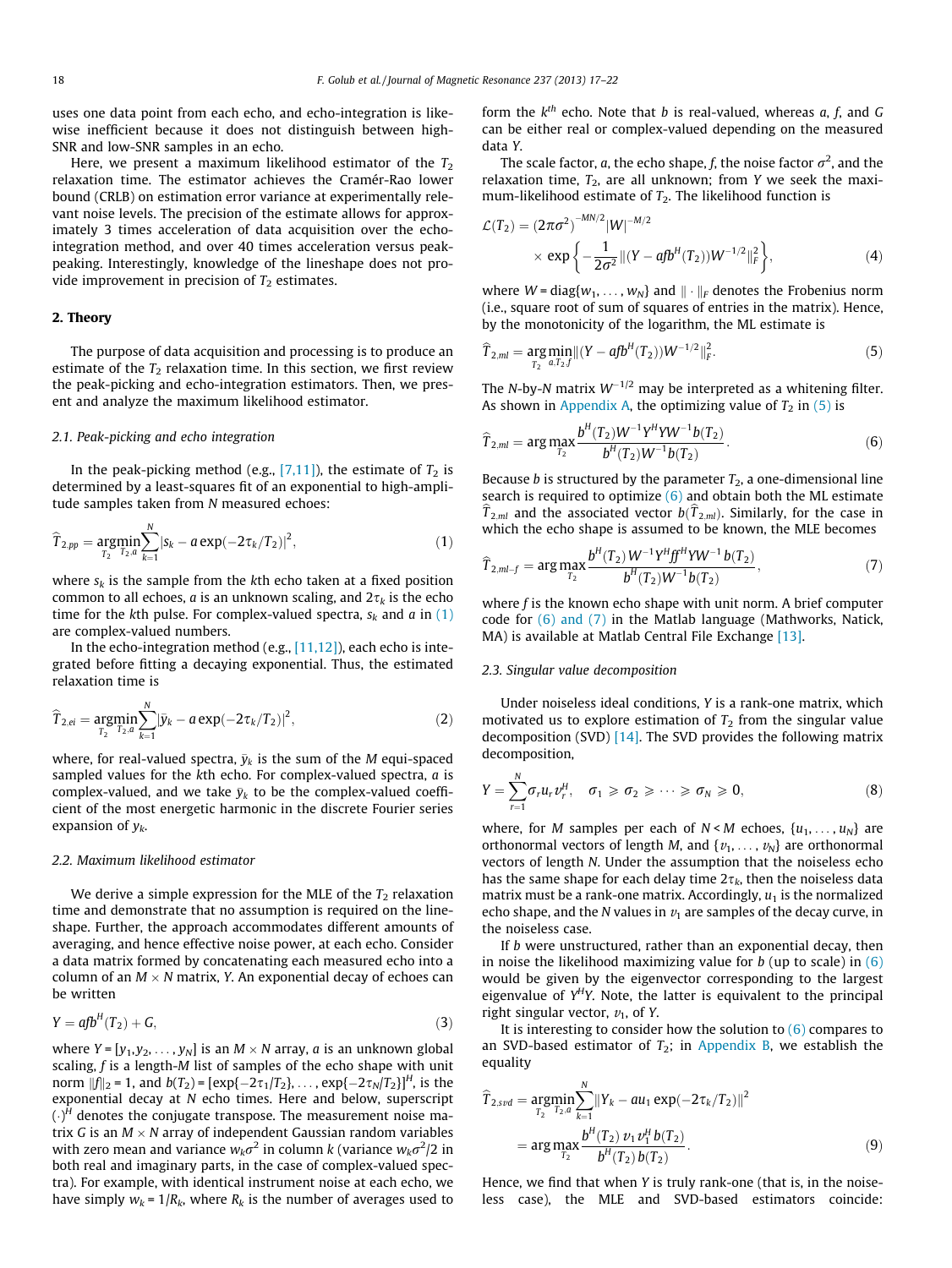uses one data point from each echo, and echo-integration is likewise inefficient because it does not distinguish between high-SNR and low-SNR samples in an echo.

Here, we present a maximum likelihood estimator of the $T_2$ relaxation time. The estimator achieves the Cramér-Rao lower bound (CRLB) on estimation error variance at experimentally relevant noise levels. The precision of the estimate allows for approximately 3 times acceleration of data acquisition over the echo-integration method, and over 40 times acceleration versus peak-peaking. Interestingly, knowledge of the lineshape does not provide improvement in precision of $T_2$ estimates.

## 2. Theory

The purpose of data acquisition and processing is to produce an estimate of the $T_2$ relaxation time. In this section, we first review the peak-picking and echo-integration estimators. Then, we present and analyze the maximum likelihood estimator.

### 2.1. Peak-picking and echo integration

In the peak-picking method (e.g., [7,11]), the estimate of $T_2$ is determined by a least-squares fit of an exponential to high-amplitude samples taken from $N$ measured echoes:

$$\widehat{T}_{2,pp} = \underset{T_2}{\text{argmin}} \min_{T_2,a} \sum_{k=1}^{N} |s_k - a\exp(-2\tau_k/T_2)|^2, \tag{1}$$

where $s_k$ is the sample from the $k$th echo taken at a fixed position common to all echoes, $a$ is an unknown scaling, and $2\tau_k$ is the echo time for the $k$th pulse. For complex-valued spectra, $s_k$ and $a$ in (1) are complex-valued numbers.

In the echo-integration method (e.g., [11,12]), each echo is integrated before fitting a decaying exponential. Thus, the estimated relaxation time is

$$\widehat{T}_{2,ei} = \underset{T_2}{\text{argmin}} \min_{T_2,a} \sum_{k=1}^{N} |\bar{y}_k - a\exp(-2\tau_k/T_2)|^2, \tag{2}$$

where, for real-valued spectra, $\bar{y}_k$ is the sum of the $M$ equi-spaced sampled values for the $k$th echo. For complex-valued spectra, $a$ is complex-valued, and we take $\bar{y}_k$ to be the complex-valued coefficient of the most energetic harmonic in the discrete Fourier series expansion of $y_k$.

### 2.2. Maximum likelihood estimator

We derive a simple expression for the MLE of the $T_2$ relaxation time and demonstrate that no assumption is required on the lineshape. Further, the approach accommodates different amounts of averaging, and hence effective noise power, at each echo. Consider a data matrix formed by concatenating each measured echo into a column of an $M \times N$ matrix, $Y$. An exponential decay of echoes can be written

$$Y = afb^H(T_2) + G, \tag{3}$$

where $Y = [y_1, y_2, \ldots, y_N]$ is an $M \times N$ array, $a$ is an unknown global scaling, $f$ is a length-$M$ list of samples of the echo shape with unit norm $\|f\|_2 = 1$, and $b(T_2) = [\exp\{-2\tau_1/T_2\}, \ldots, \exp\{-2\tau_N/T_2\}]^H$, is the exponential decay at $N$ echo times. Here and below, superscript $(\cdot)^H$ denotes the conjugate transpose. The measurement noise matrix $G$ is an $M \times N$ array of independent Gaussian random variables with zero mean and variance $w_k\sigma^2$ in column $k$ (variance $w_k\sigma^2/2$ in both real and imaginary parts, in the case of complex-valued spectra). For example, with identical instrument noise at each echo, we have simply $w_k = 1/R_k$, where $R_k$ is the number of averages used to form the $k^{th}$ echo. Note that $b$ is real-valued, whereas $a$, $f$, and $G$ can be either real or complex-valued depending on the measured data $Y$.

The scale factor, $a$, the echo shape, $f$, the noise factor $\sigma^2$, and the relaxation time, $T_2$, are all unknown; from $Y$ we seek the maximum-likelihood estimate of $T_2$. The likelihood function is

$$\mathcal{L}(T_2) = (2\pi\sigma^2)^{-MN/2}|W|^{-M/2} \times \exp\left\{-\frac{1}{2\sigma^2}\|(Y - afb^H(T_2))W^{-1/2}\|_F^2\right\}, \tag{4}$$

where $W = \text{diag}\{w_1, \ldots, w_N\}$ and $\|\cdot\|_F$ denotes the Frobenius norm (i.e., square root of sum of squares of entries in the matrix). Hence, by the monotonicity of the logarithm, the ML estimate is

$$\widehat{T}_{2,ml} = \underset{T_2}{\text{arg}} \min_{a,T_2,f} \|(Y - afb^H(T_2))W^{-1/2}\|_F^2. \tag{5}$$

The $N$-by-$N$ matrix $W^{-1/2}$ may be interpreted as a whitening filter. As shown in Appendix A, the optimizing value of $T_2$ in (5) is

$$\widehat{T}_{2,ml} = \arg\max_{T_2} \frac{b^H(T_2)W^{-1}Y^HYW^{-1}b(T_2)}{b^H(T_2)W^{-1}b(T_2)}. \tag{6}$$

Because $b$ is structured by the parameter $T_2$, a one-dimensional line search is required to optimize (6) and obtain both the ML estimate $\widehat{T}_{2,ml}$ and the associated vector $b(\widehat{T}_{2,ml})$. Similarly, for the case in which the echo shape is assumed to be known, the MLE becomes

$$\widehat{T}_{2,ml-f} = \arg\max_{T_2} \frac{b^H(T_2)W^{-1}Y^Hff^HYW^{-1}b(T_2)}{b^H(T_2)W^{-1}b(T_2)}, \tag{7}$$

where $f$ is the known echo shape with unit norm. A brief computer code for (6) and (7) in the Matlab language (Mathworks, Natick, MA) is available at Matlab Central File Exchange [13].

### 2.3. Singular value decomposition

Under noiseless ideal conditions, $Y$ is a rank-one matrix, which motivated us to explore estimation of $T_2$ from the singular value decomposition (SVD) [14]. The SVD provides the following matrix decomposition,

$$Y = \sum_{r=1}^{N} \sigma_r u_r v_r^H, \quad \sigma_1 \geqslant \sigma_2 \geqslant \cdots \geqslant \sigma_N \geqslant 0, \tag{8}$$

where, for $M$ samples per each of $N < M$ echoes, $\{u_1, \ldots, u_N\}$ are orthonormal vectors of length $M$, and $\{v_1, \ldots, v_N\}$ are orthonormal vectors of length $N$. Under the assumption that the noiseless echo has the same shape for each delay time $2\tau_k$, then the noiseless data matrix must be a rank-one matrix. Accordingly, $u_1$ is the normalized echo shape, and the $N$ values in $v_1$ are samples of the decay curve, in the noiseless case.

If $b$ were unstructured, rather than an exponential decay, then in noise the likelihood maximizing value for $b$ (up to scale) in (6) would be given by the eigenvector corresponding to the largest eigenvalue of $Y^HY$. Note, the latter is equivalent to the principal right singular vector, $v_1$, of $Y$.

It is interesting to consider how the solution to (6) compares to an SVD-based estimator of $T_2$; in Appendix B, we establish the equality

$$\widehat{T}_{2,svd} = \underset{T_2}{\text{argmin}} \min_{T_2,a} \sum_{k=1}^{N} \|Y_k - au_1\exp(-2\tau_k/T_2)\|^2 = \arg\max_{T_2} \frac{b^H(T_2)\,v_1v_1^H\,b(T_2)}{b^H(T_2)\,b(T_2)}. \tag{9}$$

Hence, we find that when $Y$ is truly rank-one (that is, in the noiseless case), the MLE and SVD-based estimators coincide: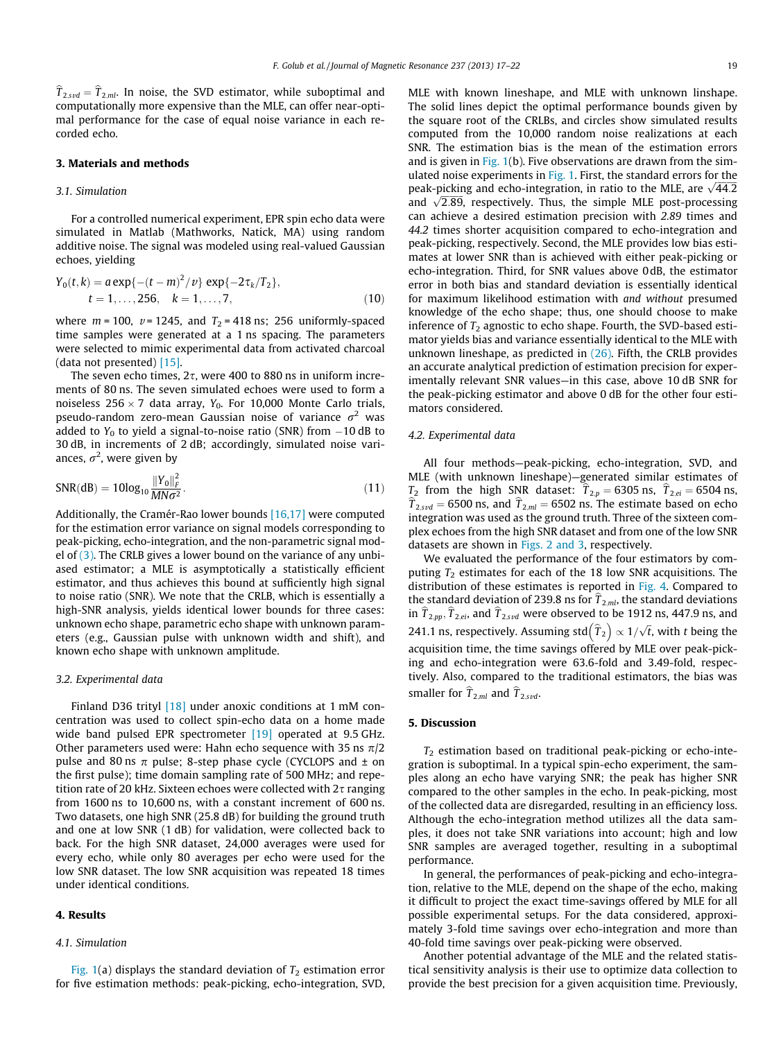$\widehat{T}_{2,svd} = \widehat{T}_{2,ml}$. In noise, the SVD estimator, while suboptimal and computationally more expensive than the MLE, can offer near-optimal performance for the case of equal noise variance in each recorded echo.

## 3. Materials and methods

### 3.1. Simulation

For a controlled numerical experiment, EPR spin echo data were simulated in Matlab (Mathworks, Natick, MA) using random additive noise. The signal was modeled using real-valued Gaussian echoes, yielding

$$Y_0(t,k) = a\exp\{-(t-m)^2/v\}\exp\{-2\tau_k/T_2\},$$
$$t = 1,\ldots,256, \quad k = 1,\ldots,7, \tag{10}$$

where $m = 100$, $v = 1245$, and $T_2 = 418$ ns; 256 uniformly-spaced time samples were generated at a 1 ns spacing. The parameters were selected to mimic experimental data from activated charcoal (data not presented) [15].

The seven echo times, $2\tau$, were 400 to 880 ns in uniform increments of 80 ns. The seven simulated echoes were used to form a noiseless $256 \times 7$ data array, $Y_0$. For 10,000 Monte Carlo trials, pseudo-random zero-mean Gaussian noise of variance $\sigma^2$ was added to $Y_0$ to yield a signal-to-noise ratio (SNR) from $-10$ dB to 30 dB, in increments of 2 dB; accordingly, simulated noise variances, $\sigma^2$, were given by

$$\mathrm{SNR(dB)} = 10\log_{10}\frac{\|Y_0\|_F^2}{MN\sigma^2}. \tag{11}$$

Additionally, the Cramér-Rao lower bounds [16,17] were computed for the estimation error variance on signal models corresponding to peak-picking, echo-integration, and the non-parametric signal model of (3). The CRLB gives a lower bound on the variance of any unbiased estimator; a MLE is asymptotically a statistically efficient estimator, and thus achieves this bound at sufficiently high signal to noise ratio (SNR). We note that the CRLB, which is essentially a high-SNR analysis, yields identical lower bounds for three cases: unknown echo shape, parametric echo shape with unknown parameters (e.g., Gaussian pulse with unknown width and shift), and known echo shape with unknown amplitude.

### 3.2. Experimental data

Finland D36 trityl [18] under anoxic conditions at 1 mM concentration was used to collect spin-echo data on a home made wide band pulsed EPR spectrometer [19] operated at 9.5 GHz. Other parameters used were: Hahn echo sequence with 35 ns $\pi/2$ pulse and 80 ns $\pi$ pulse; 8-step phase cycle (CYCLOPS and $\pm$ on the first pulse); time domain sampling rate of 500 MHz; and repetition rate of 20 kHz. Sixteen echoes were collected with $2\tau$ ranging from 1600 ns to 10,600 ns, with a constant increment of 600 ns. Two datasets, one high SNR (25.8 dB) for building the ground truth and one at low SNR (1 dB) for validation, were collected back to back. For the high SNR dataset, 24,000 averages were used for every echo, while only 80 averages per echo were used for the low SNR dataset. The low SNR acquisition was repeated 18 times under identical conditions.

## 4. Results

### 4.1. Simulation

Fig. 1(a) displays the standard deviation of $T_2$ estimation error for five estimation methods: peak-picking, echo-integration, SVD, MLE with known lineshape, and MLE with unknown linshape. The solid lines depict the optimal performance bounds given by the square root of the CRLBs, and circles show simulated results computed from the 10,000 random noise realizations at each SNR. The estimation bias is the mean of the estimation errors and is given in Fig. 1(b). Five observations are drawn from the simulated noise experiments in Fig. 1. First, the standard errors for the peak-picking and echo-integration, in ratio to the MLE, are $\sqrt{44.2}$ and $\sqrt{2.89}$, respectively. Thus, the simple MLE post-processing can achieve a desired estimation precision with *2.89* times and *44.2* times shorter acquisition compared to echo-integration and peak-picking, respectively. Second, the MLE provides low bias estimates at lower SNR than is achieved with either peak-picking or echo-integration. Third, for SNR values above 0 dB, the estimator error in both bias and standard deviation is essentially identical for maximum likelihood estimation with *and without* presumed knowledge of the echo shape; thus, one should choose to make inference of $T_2$ agnostic to echo shape. Fourth, the SVD-based estimator yields bias and variance essentially identical to the MLE with unknown lineshape, as predicted in (26). Fifth, the CRLB provides an accurate analytical prediction of estimation precision for experimentally relevant SNR values—in this case, above 10 dB SNR for the peak-picking estimator and above 0 dB for the other four estimators considered.

### 4.2. Experimental data

All four methods—peak-picking, echo-integration, SVD, and MLE (with unknown lineshape)—generated similar estimates of $T_2$ from the high SNR dataset: $\widehat{T}_{2,p} = 6305$ ns, $\widehat{T}_{2,ei} = 6504$ ns, $\widehat{T}_{2,svd} = 6500$ ns, and $\widehat{T}_{2,ml} = 6502$ ns. The estimate based on echo integration was used as the ground truth. Three of the sixteen complex echoes from the high SNR dataset and from one of the low SNR datasets are shown in Figs. 2 and 3, respectively.

We evaluated the performance of the four estimators by computing $T_2$ estimates for each of the 18 low SNR acquisitions. The distribution of these estimates is reported in Fig. 4. Compared to the standard deviation of 239.8 ns for $\widehat{T}_{2,ml}$, the standard deviations in $\widehat{T}_{2,pp}$, $\widehat{T}_{2,ei}$, and $\widehat{T}_{2,svd}$ were observed to be 1912 ns, 447.9 ns, and 241.1 ns, respectively. Assuming $\mathrm{std}\left(\widehat{T}_2\right) \propto 1/\sqrt{t}$, with $t$ being the acquisition time, the time savings offered by MLE over peak-picking and echo-integration were 63.6-fold and 3.49-fold, respectively. Also, compared to the traditional estimators, the bias was smaller for $\widehat{T}_{2,ml}$ and $\widehat{T}_{2,svd}$.

## 5. Discussion

$T_2$ estimation based on traditional peak-picking or echo-integration is suboptimal. In a typical spin-echo experiment, the samples along an echo have varying SNR; the peak has higher SNR compared to the other samples in the echo. In peak-picking, most of the collected data are disregarded, resulting in an efficiency loss. Although the echo-integration method utilizes all the data samples, it does not take SNR variations into account; high and low SNR samples are averaged together, resulting in a suboptimal performance.

In general, the performances of peak-picking and echo-integration, relative to the MLE, depend on the shape of the echo, making it difficult to project the exact time-savings offered by MLE for all possible experimental setups. For the data considered, approximately 3-fold time savings over echo-integration and more than 40-fold time savings over peak-picking were observed.

Another potential advantage of the MLE and the related statistical sensitivity analysis is their use to optimize data collection to provide the best precision for a given acquisition time. Previously,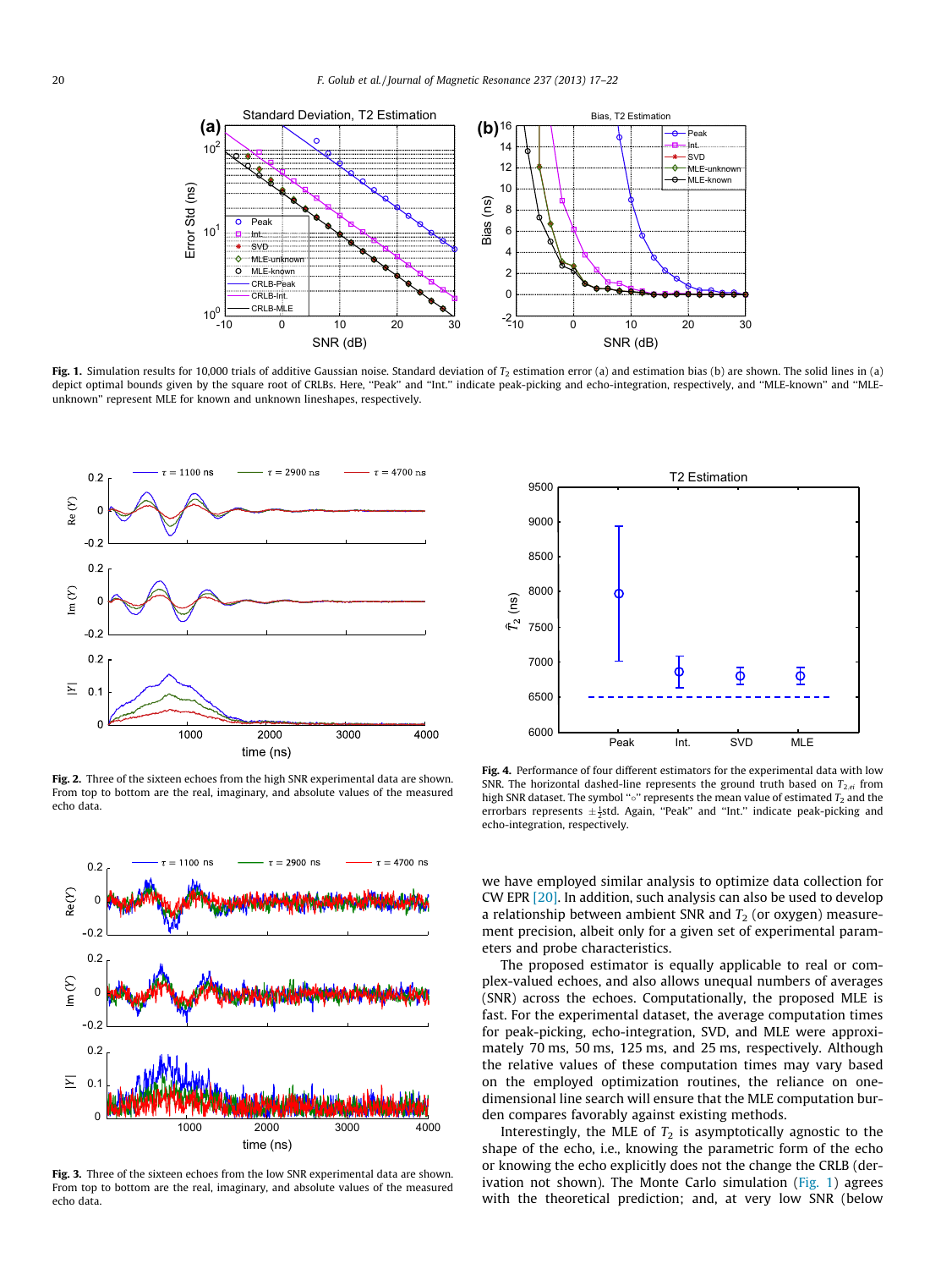**Fig. 1.** Simulation results for 10,000 trials of additive Gaussian noise. Standard deviation of $T_2$ estimation error (a) and estimation bias (b) are shown. The solid lines in (a) depict optimal bounds given by the square root of CRLBs. Here, "Peak" and "Int." indicate peak-picking and echo-integration, respectively, and "MLE-known" and "MLE-unknown" represent MLE for known and unknown lineshapes, respectively.

**Fig. 2.** Three of the sixteen echoes from the high SNR experimental data are shown. From top to bottom are the real, imaginary, and absolute values of the measured echo data.

**Fig. 3.** Three of the sixteen echoes from the low SNR experimental data are shown. From top to bottom are the real, imaginary, and absolute values of the measured echo data.

**Fig. 4.** Performance of four different estimators for the experimental data with low SNR. The horizontal dashed-line represents the ground truth based on $T_{2,ei}$ from high SNR dataset. The symbol "∘" represents the mean value of estimated $T_2$ and the errorbars represents $\pm\frac{1}{2}$std. Again, "Peak" and "Int." indicate peak-picking and echo-integration, respectively.

we have employed similar analysis to optimize data collection for CW EPR [20]. In addition, such analysis can also be used to develop a relationship between ambient SNR and $T_2$ (or oxygen) measurement precision, albeit only for a given set of experimental parameters and probe characteristics.

The proposed estimator is equally applicable to real or complex-valued echoes, and also allows unequal numbers of averages (SNR) across the echoes. Computationally, the proposed MLE is fast. For the experimental dataset, the average computation times for peak-picking, echo-integration, SVD, and MLE were approximately 70 ms, 50 ms, 125 ms, and 25 ms, respectively. Although the relative values of these computation times may vary based on the employed optimization routines, the reliance on one-dimensional line search will ensure that the MLE computation burden compares favorably against existing methods.

Interestingly, the MLE of $T_2$ is asymptotically agnostic to the shape of the echo, i.e., knowing the parametric form of the echo or knowing the echo explicitly does not change the CRLB (derivation not shown). The Monte Carlo simulation (Fig. 1) agrees with the theoretical prediction; and, at very low SNR (below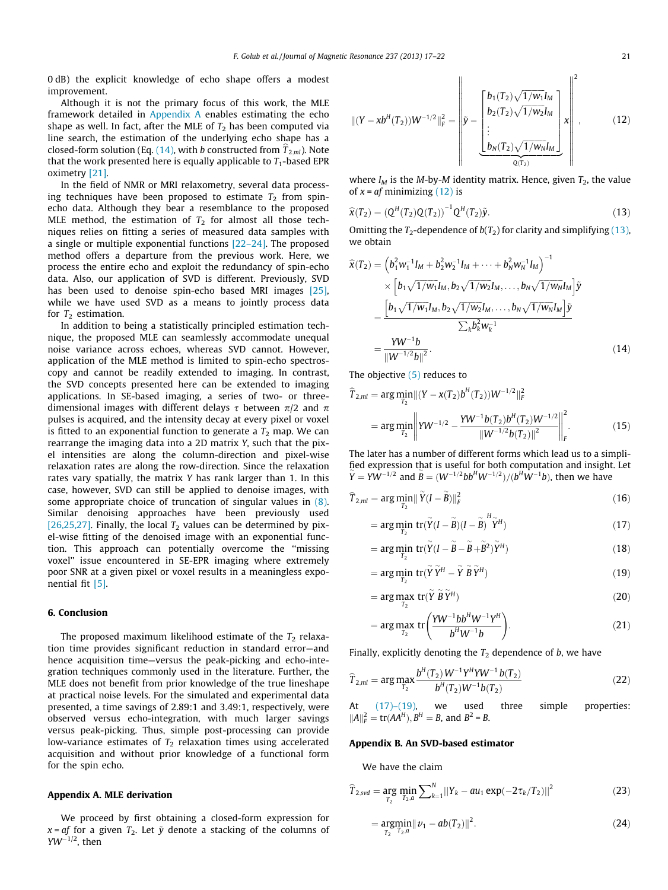0 dB) the explicit knowledge of echo shape offers a modest improvement.

Although it is not the primary focus of this work, the MLE framework detailed in Appendix A enables estimating the echo shape as well. In fact, after the MLE of $T_2$ has been computed via line search, the estimation of the underlying echo shape has a closed-form solution (Eq. (14), with $b$ constructed from $\widehat{T}_{2,ml}$). Note that the work presented here is equally applicable to $T_1$-based EPR oximetry [21].

In the field of NMR or MRI relaxometry, several data processing techniques have been proposed to estimate $T_2$ from spin-echo data. Although they bear a resemblance to the proposed MLE method, the estimation of $T_2$ for almost all those techniques relies on fitting a series of measured data samples with a single or multiple exponential functions [22–24]. The proposed method offers a departure from the previous work. Here, we process the entire echo and exploit the redundancy of spin-echo data. Also, our application of SVD is different. Previously, SVD has been used to denoise spin-echo based MRI images [25], while we have used SVD as a means to jointly process data for $T_2$ estimation.

In addition to being a statistically principled estimation technique, the proposed MLE can seamlessly accommodate unequal noise variance across echoes, whereas SVD cannot. However, application of the MLE method is limited to spin-echo spectroscopy and cannot be readily extended to imaging. In contrast, the SVD concepts presented here can be extended to imaging applications. In SE-based imaging, a series of two- or three-dimensional images with different delays $\tau$ between $\pi/2$ and $\pi$ pulses is acquired, and the intensity decay at every pixel or voxel is fitted to an exponential function to generate a $T_2$ map. We can rearrange the imaging data into a 2D matrix $Y$, such that the pixel intensities are along the column-direction and pixel-wise relaxation rates are along the row-direction. Since the relaxation rates vary spatially, the matrix $Y$ has rank larger than 1. In this case, however, SVD can still be applied to denoise images, with some appropriate choice of truncation of singular values in (8). Similar denoising approaches have been previously used [26,25,27]. Finally, the local $T_2$ values can be determined by pixel-wise fitting of the denoised image with an exponential function. This approach can potentially overcome the "missing voxel" issue encountered in SE-EPR imaging where extremely poor SNR at a given pixel or voxel results in a meaningless exponential fit [5].

## 6. Conclusion

The proposed maximum likelihood estimate of the $T_2$ relaxation time provides significant reduction in standard error—and hence acquisition time—versus the peak-picking and echo-integration techniques commonly used in the literature. Further, the MLE does not benefit from prior knowledge of the true lineshape at practical noise levels. For the simulated and experimental data presented, a time savings of 2.89:1 and 3.49:1, respectively, were observed versus echo-integration, with much larger savings versus peak-picking. Thus, simple post-processing can provide low-variance estimates of $T_2$ relaxation times using accelerated acquisition and without prior knowledge of a functional form for the spin echo.

## Appendix A. MLE derivation

We proceed by first obtaining a closed-form expression for $x = af$ for a given $T_2$. Let $\tilde{y}$ denote a stacking of the columns of $YW^{-1/2}$, then

$$\|(Y - xb^H(T_2))W^{-1/2}\|_F^2 = \left\| \tilde{y} - \underbrace{\begin{bmatrix} b_1(T_2)\sqrt{1/w_1}I_M \\ b_2(T_2)\sqrt{1/w_2}I_M \\ \vdots \\ b_N(T_2)\sqrt{1/w_N}I_M \end{bmatrix}}_{Q(T_2)} x \right\|^2, \tag{12}$$

where $I_M$ is the $M$-by-$M$ identity matrix. Hence, given $T_2$, the value of $x = af$ minimizing (12) is

$$\widehat{x}(T_2) = (Q^H(T_2)Q(T_2))^{-1}Q^H(T_2)\tilde{y}. \tag{13}$$

Omitting the $T_2$-dependence of $b(T_2)$ for clarity and simplifying (13), we obtain

$$\begin{aligned}
\widehat{x}(T_2) &= \left(b_1^2 w_1^{-1} I_M + b_2^2 w_2^{-1} I_M + \cdots + b_N^2 w_N^{-1} I_M\right)^{-1} \\
&\quad \times \left[b_1\sqrt{1/w_1}I_M, b_2\sqrt{1/w_2}I_M, \ldots, b_N\sqrt{1/w_N}I_M\right]\tilde{y} \\
&= \frac{\left[b_1\sqrt{1/w_1}I_M, b_2\sqrt{1/w_2}I_M, \ldots, b_N\sqrt{1/w_N}I_M\right]\tilde{y}}{\sum_k b_k^2 w_k^{-1}} \\
&= \frac{YW^{-1}b}{\|W^{-1/2}b\|^2}.
\end{aligned} \tag{14}$$

The objective (5) reduces to

$$\begin{aligned}
\widehat{T}_{2,ml} &= \arg\min_{T_2} \|(Y - x(T_2)b^H(T_2))W^{-1/2}\|_F^2 \\
&= \arg\min_{T_2} \left\| YW^{-1/2} - \frac{YW^{-1}b(T_2)b^H(T_2)W^{-1/2}}{\|W^{-1/2}b(T_2)\|^2} \right\|_F^2.
\end{aligned} \tag{15}$$

The later has a number of different forms which lead us to a simplified expression that is useful for both computation and insight. Let $\tilde{Y} = YW^{-1/2}$ and $\tilde{B} = (W^{-1/2}bb^H W^{-1/2})/(b^H W^{-1}b)$, then we have

$$\widehat{T}_{2,ml} = \arg\min_{T_2} \|\tilde{Y}(I - \tilde{B})\|_F^2 \tag{16}$$

$$= \arg\min_{T_2} \operatorname{tr}(\tilde{Y}(I - \tilde{B})(I - \tilde{B})^H \tilde{Y}^H) \tag{17}$$

$$= \arg\min_{T_2} \operatorname{tr}(\tilde{Y}(I - \tilde{B} - \tilde{B} + \tilde{B}^2)\tilde{Y}^H) \tag{18}$$

$$= \arg\min_{T_2} \operatorname{tr}(\tilde{Y}\tilde{Y}^H - \tilde{Y}\tilde{B}\tilde{Y}^H) \tag{19}$$

$$= \arg\max_{T_2} \operatorname{tr}(\tilde{Y}\tilde{B}\tilde{Y}^H) \tag{20}$$

$$= \arg\max_{T_2} \operatorname{tr}\left(\frac{YW^{-1}bb^H W^{-1}Y^H}{b^H W^{-1}b}\right). \tag{21}$$

Finally, explicitly denoting the $T_2$ dependence of $b$, we have

$$\widehat{T}_{2,ml} = \arg\max_{T_2} \frac{b^H(T_2)W^{-1}Y^H Y W^{-1}b(T_2)}{b^H(T_2)W^{-1}b(T_2)} \tag{22}$$

At (17)–(19), we used three simple properties: $\|A\|_F^2 = \operatorname{tr}(AA^H)$, $B^H = B$, and $B^2 = B$.

## Appendix B. An SVD-based estimator

We have the claim

$$\widehat{T}_{2,svd} = \arg\min_{T_2} \min_{T_2,a} \sum_{k=1}^N \|Y_k - au_1 \exp(-2\tau_k/T_2)\|^2 \tag{23}$$

$$= \underset{T_2}{\operatorname{argmin}} \min_{T_2,a} \|v_1 - ab(T_2)\|^2. \tag{24}$$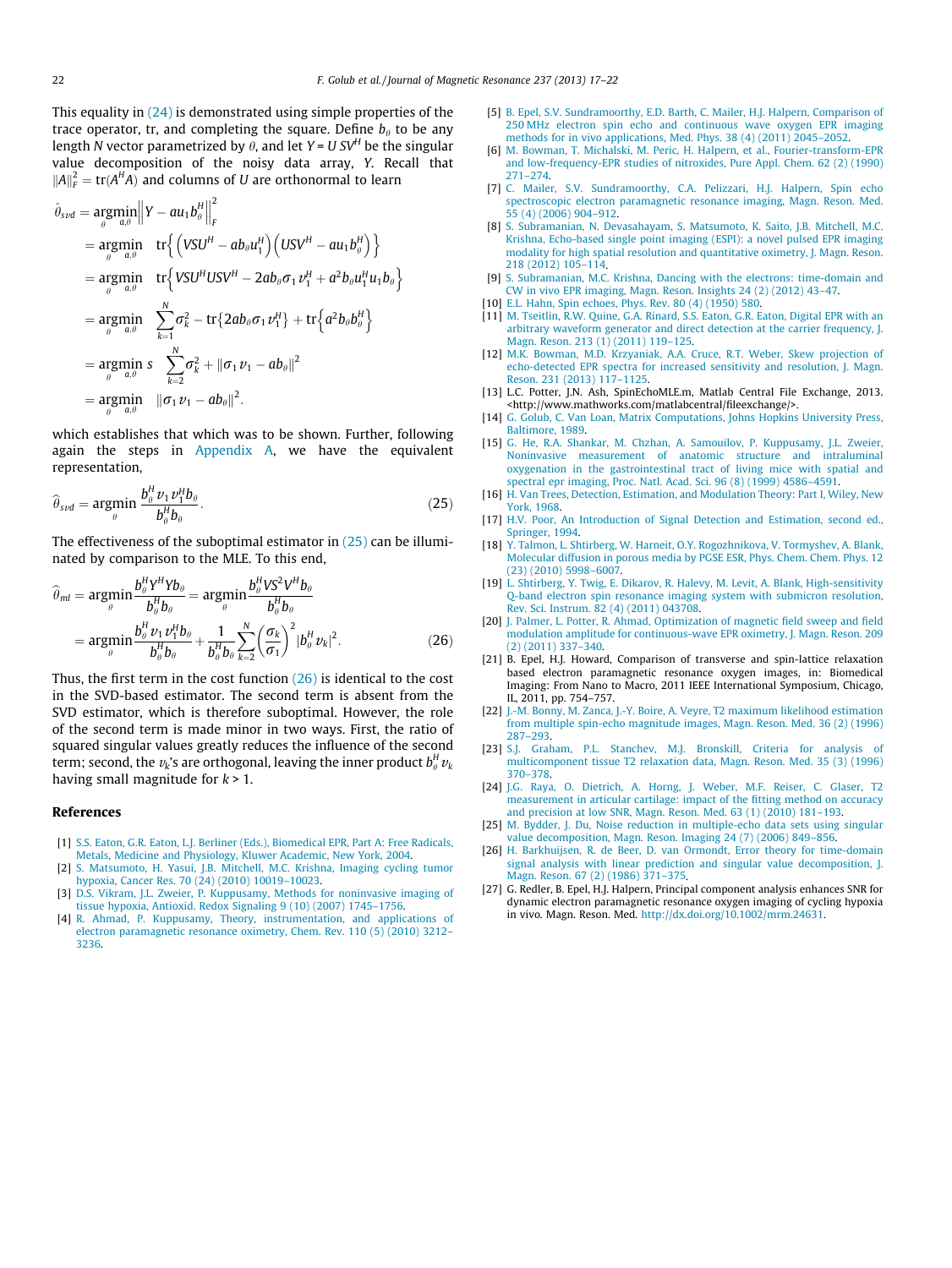This equality in (24) is demonstrated using simple properties of the trace operator, tr, and completing the square. Define $b_\theta$ to be any length $N$ vector parametrized by $\theta$, and let $Y = U\,SV^H$ be the singular value decomposition of the noisy data array, $Y$. Recall that $\|A\|_F^2 = \mathrm{tr}(A^H A)$ and columns of $U$ are orthonormal to learn

$$
\begin{aligned}
\hat{\theta}_{svd} &= \underset{\theta}{\operatorname{argmin}}\underset{a,\theta}{\min}\left\| Y - a u_1 b_\theta^H \right\|_F^2 \\
&= \underset{\theta}{\operatorname{argmin}}\underset{a,\theta}{\min} \quad \mathrm{tr}\left\{ \left(VSU^H - a b_\theta u_1^H\right)\left(USV^H - a u_1 b_\theta^H\right)\right\} \\
&= \underset{\theta}{\operatorname{argmin}}\underset{a,\theta}{\min} \quad \mathrm{tr}\left\{ VSU^H USV^H - 2ab_\theta \sigma_1 v_1^H + a^2 b_\theta u_1^H u_1 b_\theta \right\} \\
&= \underset{\theta}{\operatorname{argmin}}\underset{a,\theta}{\min} \quad \sum_{k=1}^{N} \sigma_k^2 - \mathrm{tr}\{2ab_\theta \sigma_1 v_1^H\} + \mathrm{tr}\left\{ a^2 b_\theta b_\theta^H \right\} \\
&= \underset{\theta}{\operatorname{argmin}}\underset{a,\theta}{\min}\; s \quad \sum_{k=2}^{N} \sigma_k^2 + \|\sigma_1 v_1 - a b_\theta\|^2 \\
&= \underset{\theta}{\operatorname{argmin}}\underset{a,\theta}{\min} \quad \|\sigma_1 v_1 - a b_\theta\|^2.
\end{aligned}
$$

which establishes that which was to be shown. Further, following again the steps in Appendix A, we have the equivalent representation,

$$
\widehat{\theta}_{svd} = \underset{\theta}{\operatorname{argmin}} \frac{b_\theta^H v_1 v_1^H b_\theta}{b_\theta^H b_\theta}. \tag{25}
$$

The effectiveness of the suboptimal estimator in (25) can be illuminated by comparison to the MLE. To this end,

$$
\begin{aligned}
\widehat{\theta}_{ml} &= \underset{\theta}{\operatorname{argmin}} \frac{b_\theta^H Y^H Y b_\theta}{b_\theta^H b_\theta} = \underset{\theta}{\operatorname{argmin}} \frac{b_\theta^H V S^2 V^H b_\theta}{b_\theta^H b_\theta} \\
&= \underset{\theta}{\operatorname{argmin}} \frac{b_\theta^H v_1 v_1^H b_\theta}{b_\theta^H b_\theta} + \frac{1}{b_\theta^H b_\theta} \sum_{k=2}^{N} \left(\frac{\sigma_k}{\sigma_1}\right)^2 |b_\theta^H v_k|^2.
\end{aligned} \tag{26}
$$

Thus, the first term in the cost function (26) is identical to the cost in the SVD-based estimator. The second term is absent from the SVD estimator, which is therefore suboptimal. However, the role of the second term is made minor in two ways. First, the ratio of squared singular values greatly reduces the influence of the second term; second, the $v_k$'s are orthogonal, leaving the inner product $b_\theta^H v_k$ having small magnitude for $k > 1$.

## References

[1] S.S. Eaton, G.R. Eaton, L.J. Berliner (Eds.), Biomedical EPR, Part A: Free Radicals, Metals, Medicine and Physiology, Kluwer Academic, New York, 2004.

[2] S. Matsumoto, H. Yasui, J.B. Mitchell, M.C. Krishna, Imaging cycling tumor hypoxia, Cancer Res. 70 (24) (2010) 10019–10023.

[3] D.S. Vikram, J.L. Zweier, P. Kuppusamy, Methods for noninvasive imaging of tissue hypoxia, Antioxid. Redox Signaling 9 (10) (2007) 1745–1756.

[4] R. Ahmad, P. Kuppusamy, Theory, instrumentation, and applications of electron paramagnetic resonance oximetry, Chem. Rev. 110 (5) (2010) 3212–3236.

[5] B. Epel, S.V. Sundramoorthy, E.D. Barth, C. Mailer, H.J. Halpern, Comparison of 250 MHz electron spin echo and continuous wave oxygen EPR imaging methods for in vivo applications, Med. Phys. 38 (4) (2011) 2045–2052.

[6] M. Bowman, T. Michalski, M. Peric, H. Halpern, et al., Fourier-transform-EPR and low-frequency-EPR studies of nitroxides, Pure Appl. Chem. 62 (2) (1990) 271–274.

[7] C. Mailer, S.V. Sundramoorthy, C.A. Pelizzari, H.J. Halpern, Spin echo spectroscopic electron paramagnetic resonance imaging, Magn. Reson. Med. 55 (4) (2006) 904–912.

[8] S. Subramanian, N. Devasahayam, S. Matsumoto, K. Saito, J.B. Mitchell, M.C. Krishna, Echo-based single point imaging (ESPI): a novel pulsed EPR imaging modality for high spatial resolution and quantitative oximetry, J. Magn. Reson. 218 (2012) 105–114.

[9] S. Subramanian, M.C. Krishna, Dancing with the electrons: time-domain and CW in vivo EPR imaging, Magn. Reson. Insights 24 (2) (2012) 43–47.

[10] E.L. Hahn, Spin echoes, Phys. Rev. 80 (4) (1950) 580.

[11] M. Tseitlin, R.W. Quine, G.A. Rinard, S.S. Eaton, G.R. Eaton, Digital EPR with an arbitrary waveform generator and direct detection at the carrier frequency, J. Magn. Reson. 213 (1) (2011) 119–125.

[12] M.K. Bowman, M.D. Krzyaniak, A.A. Cruce, R.T. Weber, Skew projection of echo-detected EPR spectra for increased sensitivity and resolution, J. Magn. Reson. 231 (2013) 117–125.

[13] L.C. Potter, J.N. Ash, SpinEchoMLE.m, Matlab Central File Exchange, 2013. <http://www.mathworks.com/matlabcentral/fileexchange/>.

[14] G. Golub, C. Van Loan, Matrix Computations, Johns Hopkins University Press, Baltimore, 1989.

[15] G. He, R.A. Shankar, M. Chzhan, A. Samouilov, P. Kuppusamy, J.L. Zweier, Noninvasive measurement of anatomic structure and intraluminal oxygenation in the gastrointestinal tract of living mice with spatial and spectral epr imaging, Proc. Natl. Acad. Sci. 96 (8) (1999) 4586–4591.

[16] H. Van Trees, Detection, Estimation, and Modulation Theory: Part I, Wiley, New York, 1968.

[17] H.V. Poor, An Introduction of Signal Detection and Estimation, second ed., Springer, 1994.

[18] Y. Talmon, L. Shtirberg, W. Harneit, O.Y. Rogozhnikova, V. Tormyshev, A. Blank, Molecular diffusion in porous media by PGSE ESR, Phys. Chem. Chem. Phys. 12 (23) (2010) 5998–6007.

[19] L. Shtirberg, Y. Twig, E. Dikarov, R. Halevy, M. Levit, A. Blank, High-sensitivity Q-band electron spin resonance imaging system with submicron resolution, Rev. Sci. Instrum. 82 (4) (2011) 043708.

[20] J. Palmer, L. Potter, R. Ahmad, Optimization of magnetic field sweep and field modulation amplitude for continuous-wave EPR oximetry, J. Magn. Reson. 209 (2) (2011) 337–340.

[21] B. Epel, H.J. Howard, Comparison of transverse and spin-lattice relaxation based electron paramagnetic resonance oxygen images, in: Biomedical Imaging: From Nano to Macro, 2011 IEEE International Symposium, Chicago, IL, 2011, pp. 754–757.

[22] J.-M. Bonny, M. Zanca, J.-Y. Boire, A. Veyre, T2 maximum likelihood estimation from multiple spin-echo magnitude images, Magn. Reson. Med. 36 (2) (1996) 287–293.

[23] S.J. Graham, P.L. Stanchev, M.J. Bronskill, Criteria for analysis of multicomponent tissue T2 relaxation data, Magn. Reson. Med. 35 (3) (1996) 370–378.

[24] J.G. Raya, O. Dietrich, A. Horng, J. Weber, M.F. Reiser, C. Glaser, T2 measurement in articular cartilage: impact of the fitting method on accuracy and precision at low SNR, Magn. Reson. Med. 63 (1) (2010) 181–193.

[25] M. Bydder, J. Du, Noise reduction in multiple-echo data sets using singular value decomposition, Magn. Reson. Imaging 24 (7) (2006) 849–856.

[26] H. Barkhuijsen, R. de Beer, D. van Ormondt, Error theory for time-domain signal analysis with linear prediction and singular value decomposition, J. Magn. Reson. 67 (2) (1986) 371–375.

[27] G. Redler, B. Epel, H.J. Halpern, Principal component analysis enhances SNR for dynamic electron paramagnetic resonance oxygen imaging of cycling hypoxia in vivo. Magn. Reson. Med. http://dx.doi.org/10.1002/mrm.24631.